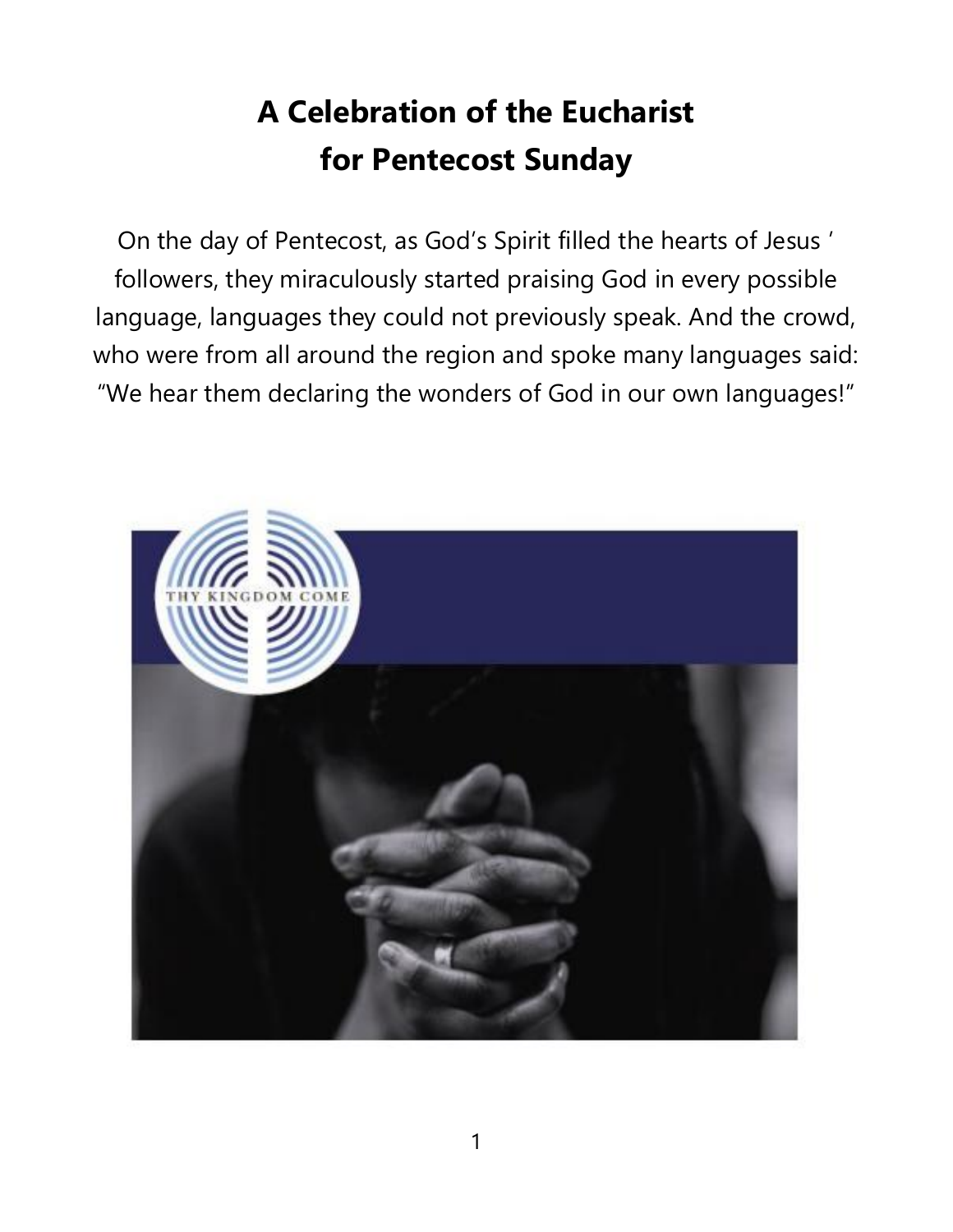# A Celebration of the Eucharist for Pentecost Sunday

On the day of Pentecost, as God's Spirit filled the hearts of Jesus ' followers, they miraculously started praising God in every possible language, languages they could not previously speak. And the crowd, who were from all around the region and spoke many languages said: "We hear them declaring the wonders of God in our own languages!"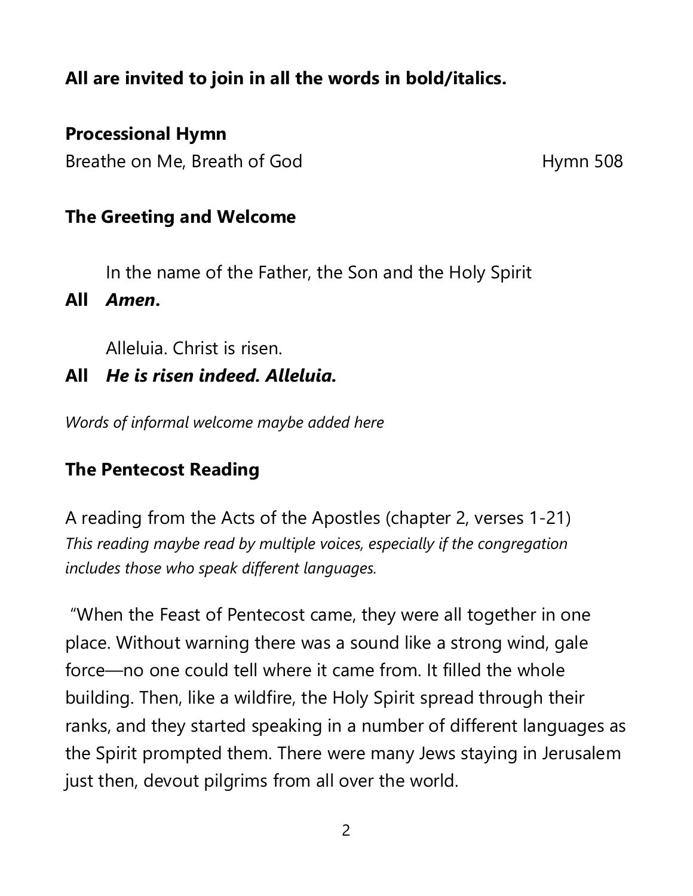**All are invited to join in all the words in bold/italics.**

**Processional Hymn**

Breathe on Me, Breath of God Hymn 508

**The Greeting and Welcome**

In the name of the Father, the Son and the Holy Spirit

**All** ***Amen.***

Alleluia. Christ is risen.

**All** ***He is risen indeed. Alleluia.***

*Words of informal welcome maybe added here*

**The Pentecost Reading**

A reading from the Acts of the Apostles (chapter 2, verses 1-21)
*This reading maybe read by multiple voices, especially if the congregation includes those who speak different languages.*

"When the Feast of Pentecost came, they were all together in one place. Without warning there was a sound like a strong wind, gale force—no one could tell where it came from. It filled the whole building. Then, like a wildfire, the Holy Spirit spread through their ranks, and they started speaking in a number of different languages as the Spirit prompted them. There were many Jews staying in Jerusalem just then, devout pilgrims from all over the world.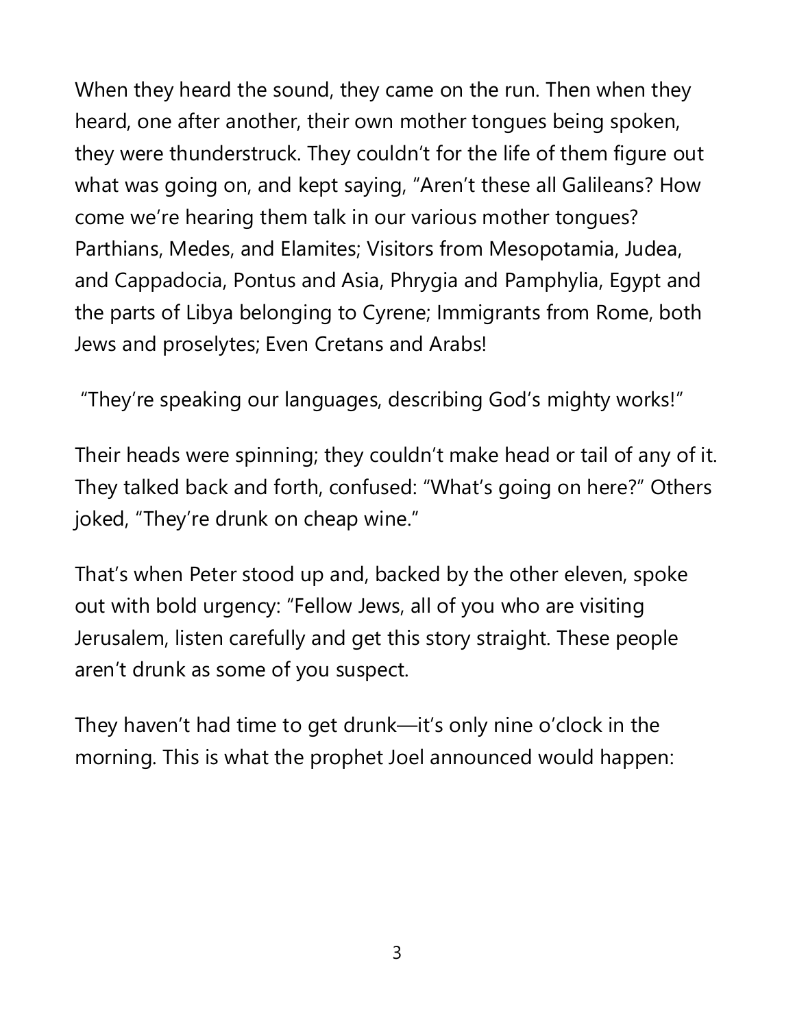When they heard the sound, they came on the run. Then when they heard, one after another, their own mother tongues being spoken, they were thunderstruck. They couldn't for the life of them figure out what was going on, and kept saying, "Aren't these all Galileans? How come we're hearing them talk in our various mother tongues? Parthians, Medes, and Elamites; Visitors from Mesopotamia, Judea, and Cappadocia, Pontus and Asia, Phrygia and Pamphylia, Egypt and the parts of Libya belonging to Cyrene; Immigrants from Rome, both Jews and proselytes; Even Cretans and Arabs!

"They're speaking our languages, describing God's mighty works!"

Their heads were spinning; they couldn't make head or tail of any of it. They talked back and forth, confused: "What's going on here?" Others joked, "They're drunk on cheap wine."

That's when Peter stood up and, backed by the other eleven, spoke out with bold urgency: "Fellow Jews, all of you who are visiting Jerusalem, listen carefully and get this story straight. These people aren't drunk as some of you suspect.

They haven't had time to get drunk—it's only nine o'clock in the morning. This is what the prophet Joel announced would happen: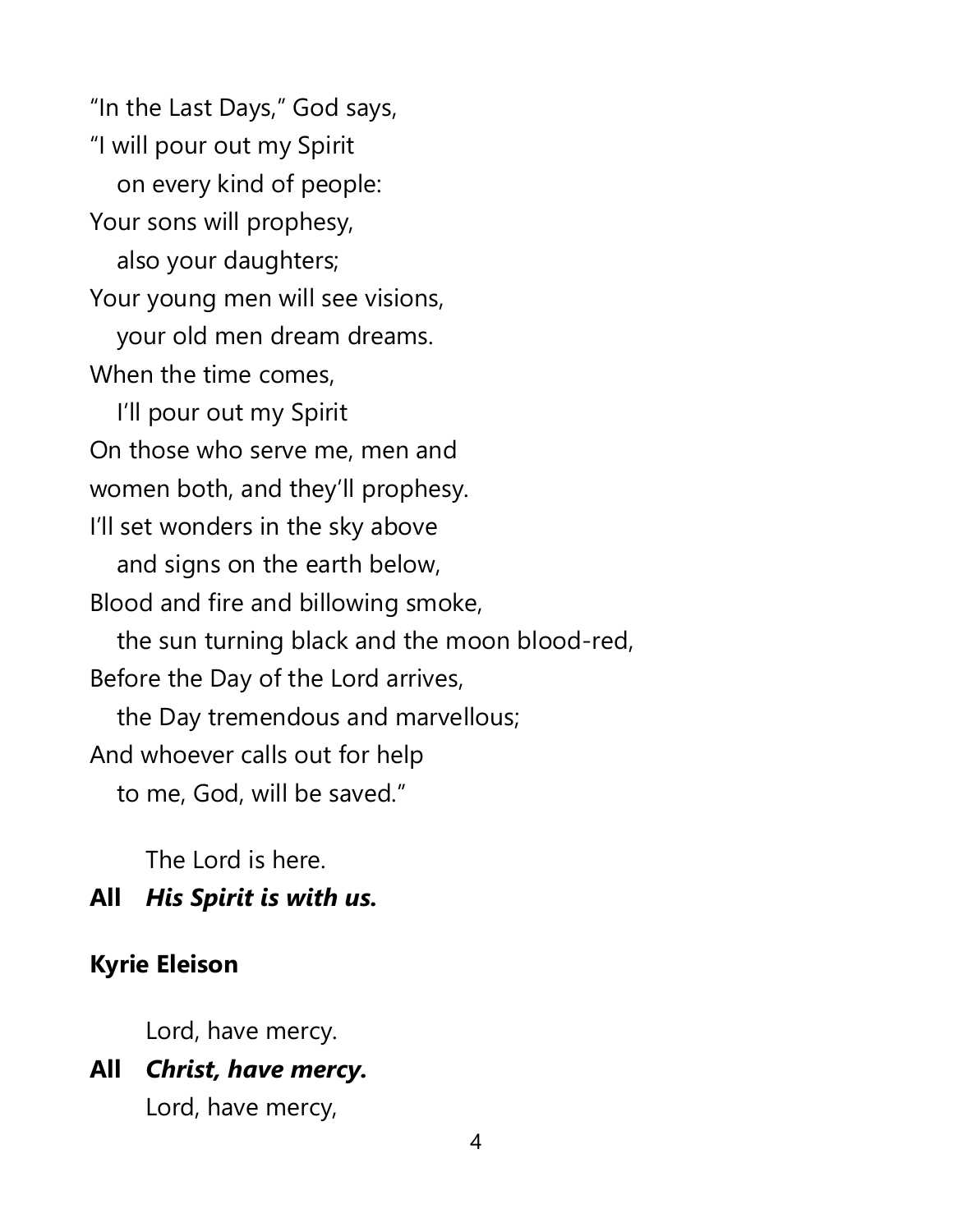"In the Last Days," God says,  
"I will pour out my Spirit  
   on every kind of people:  
Your sons will prophesy,  
   also your daughters;  
Your young men will see visions,  
   your old men dream dreams.  
When the time comes,  
   I'll pour out my Spirit  
On those who serve me, men and  
women both, and they'll prophesy.  
I'll set wonders in the sky above  
   and signs on the earth below,  
Blood and fire and billowing smoke,  
   the sun turning black and the moon blood-red,  
Before the Day of the Lord arrives,  
   the Day tremendous and marvellous;  
And whoever calls out for help  
   to me, God, will be saved."

The Lord is here.  
**All** ***His Spirit is with us.***

**Kyrie Eleison**

Lord, have mercy.  
**All** ***Christ, have mercy.***  
Lord, have mercy,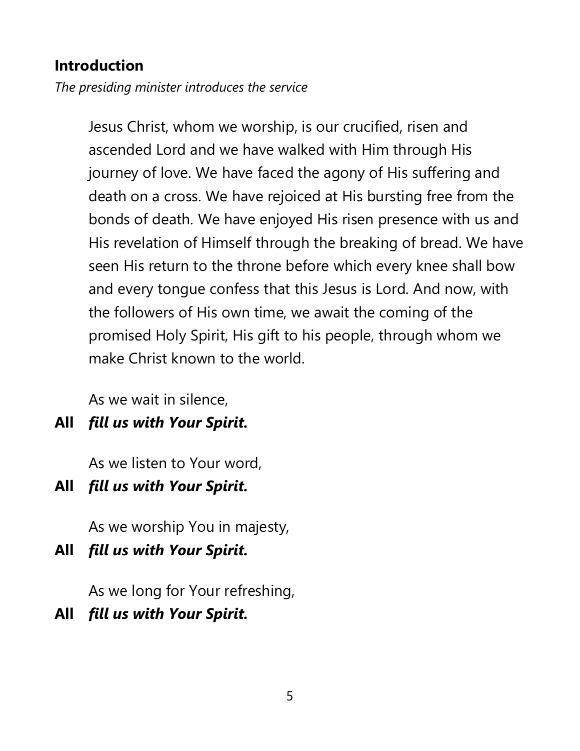**Introduction**

*The presiding minister introduces the service*

Jesus Christ, whom we worship, is our crucified, risen and ascended Lord and we have walked with Him through His journey of love. We have faced the agony of His suffering and death on a cross. We have rejoiced at His bursting free from the bonds of death. We have enjoyed His risen presence with us and His revelation of Himself through the breaking of bread. We have seen His return to the throne before which every knee shall bow and every tongue confess that this Jesus is Lord. And now, with the followers of His own time, we await the coming of the promised Holy Spirit, His gift to his people, through whom we make Christ known to the world.

As we wait in silence,

**All** ***fill us with Your Spirit.***

As we listen to Your word,

**All** ***fill us with Your Spirit.***

As we worship You in majesty,

**All** ***fill us with Your Spirit.***

As we long for Your refreshing,

**All** ***fill us with Your Spirit.***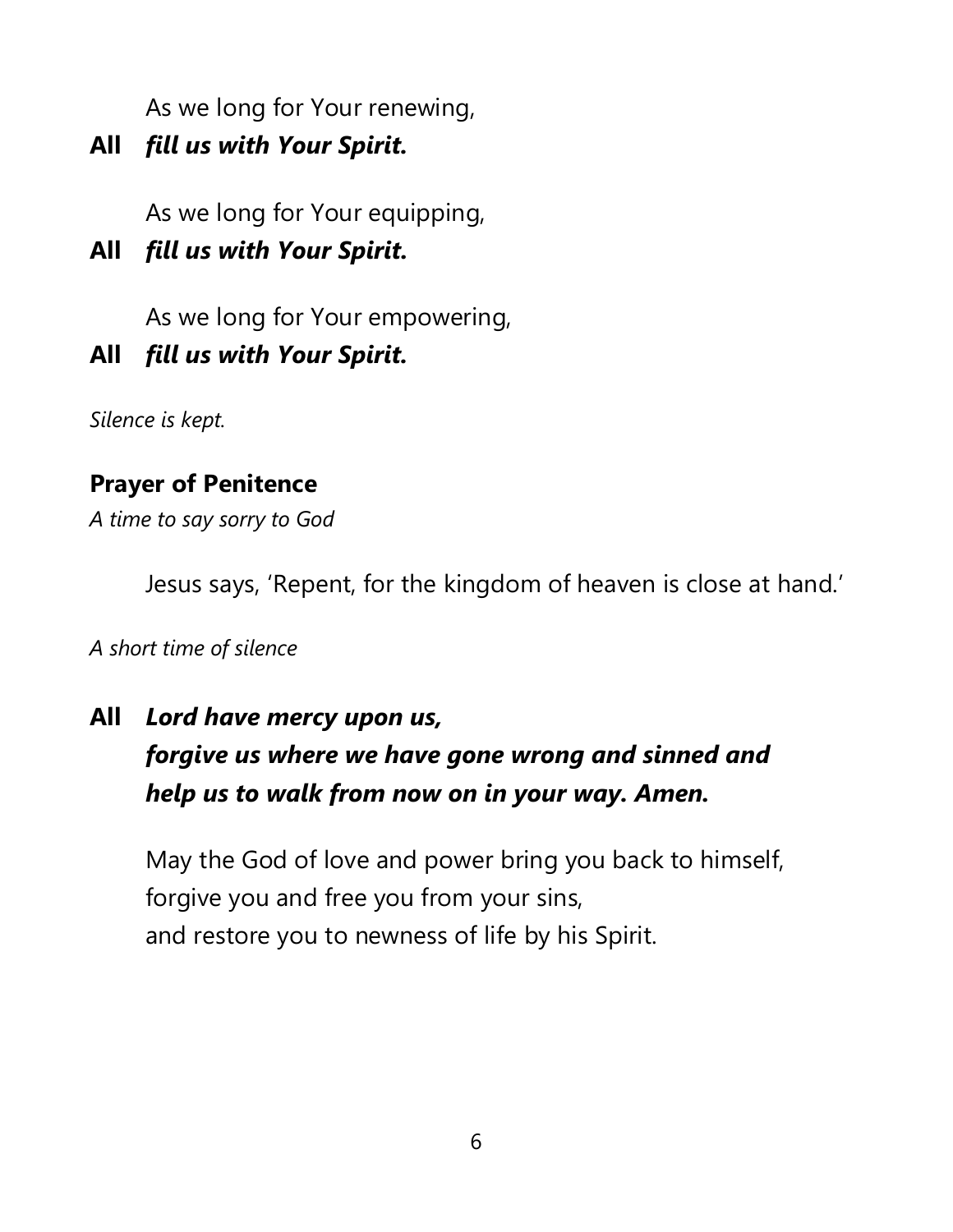As we long for Your renewing,

**All** ***fill us with Your Spirit.***

As we long for Your equipping,

**All** ***fill us with Your Spirit.***

As we long for Your empowering,

**All** ***fill us with Your Spirit.***

*Silence is kept.*

## Prayer of Penitence

*A time to say sorry to God*

Jesus says, 'Repent, for the kingdom of heaven is close at hand.'

*A short time of silence*

**All** ***Lord have mercy upon us,***
***forgive us where we have gone wrong and sinned and***
***help us to walk from now on in your way. Amen.***

May the God of love and power bring you back to himself,
forgive you and free you from your sins,
and restore you to newness of life by his Spirit.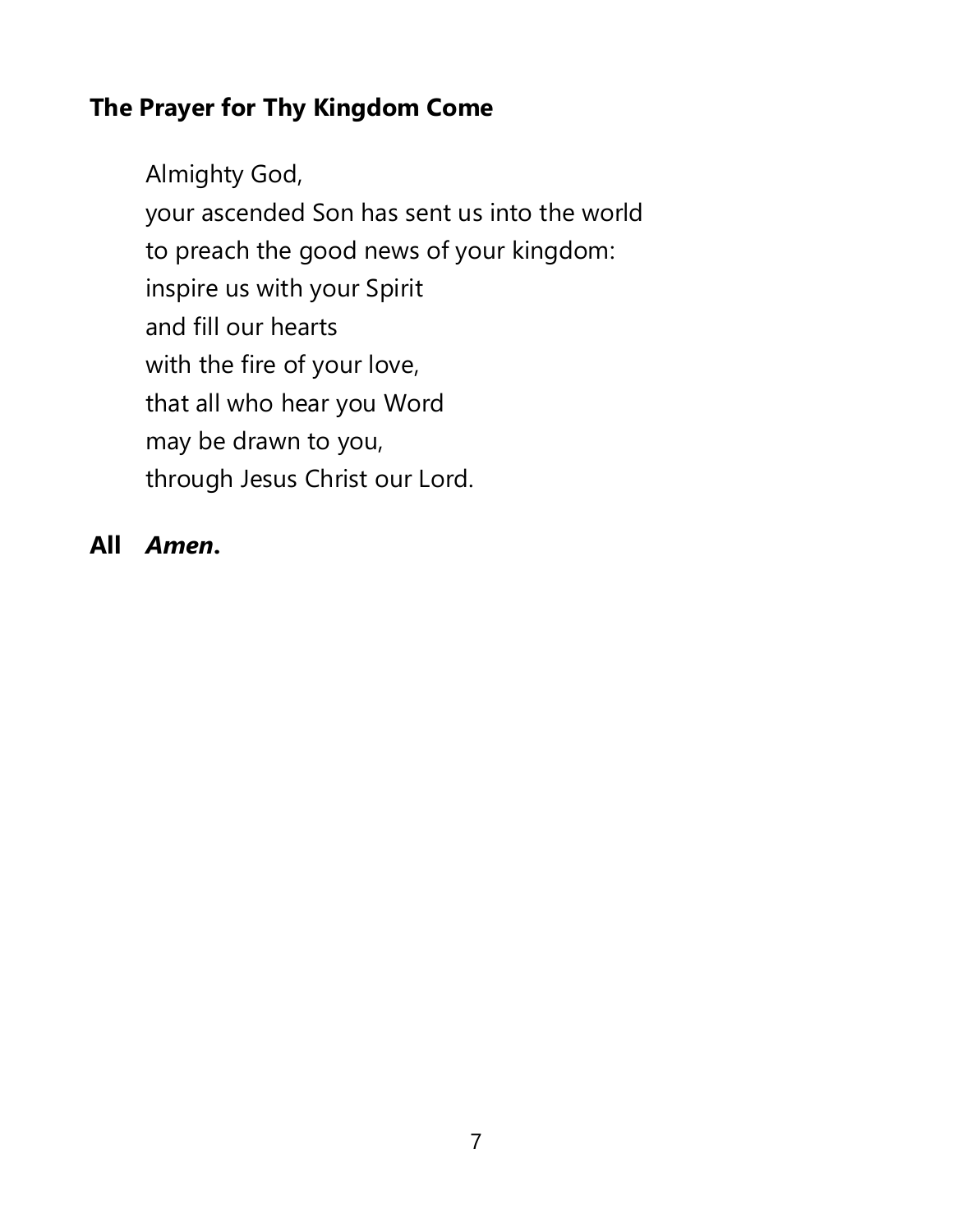**The Prayer for Thy Kingdom Come**

Almighty God,  
your ascended Son has sent us into the world  
to preach the good news of your kingdom:  
inspire us with your Spirit  
and fill our hearts  
with the fire of your love,  
that all who hear you Word  
may be drawn to you,  
through Jesus Christ our Lord.

**All** ***Amen*****.**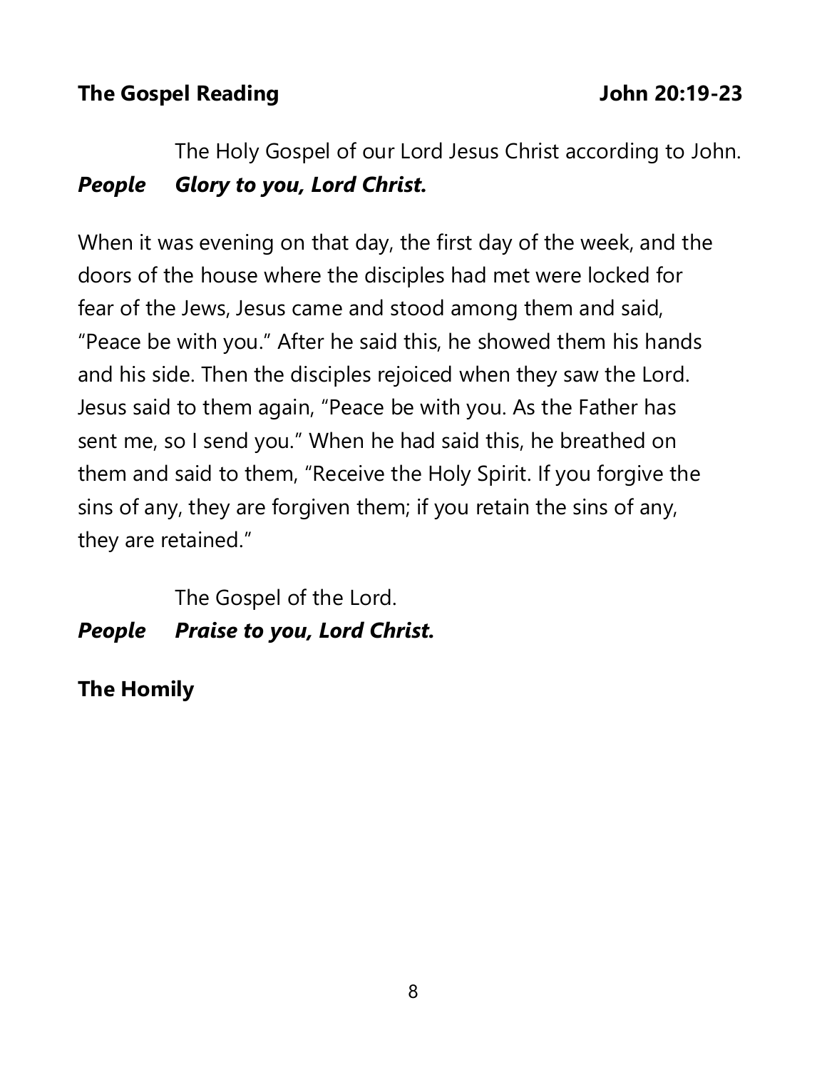**The Gospel Reading** **John 20:19-23**

The Holy Gospel of our Lord Jesus Christ according to John.

***People*** ***Glory to you, Lord Christ.***

When it was evening on that day, the first day of the week, and the doors of the house where the disciples had met were locked for fear of the Jews, Jesus came and stood among them and said, "Peace be with you." After he said this, he showed them his hands and his side. Then the disciples rejoiced when they saw the Lord. Jesus said to them again, "Peace be with you. As the Father has sent me, so I send you." When he had said this, he breathed on them and said to them, "Receive the Holy Spirit. If you forgive the sins of any, they are forgiven them; if you retain the sins of any, they are retained."

The Gospel of the Lord.

***People*** ***Praise to you, Lord Christ.***

**The Homily**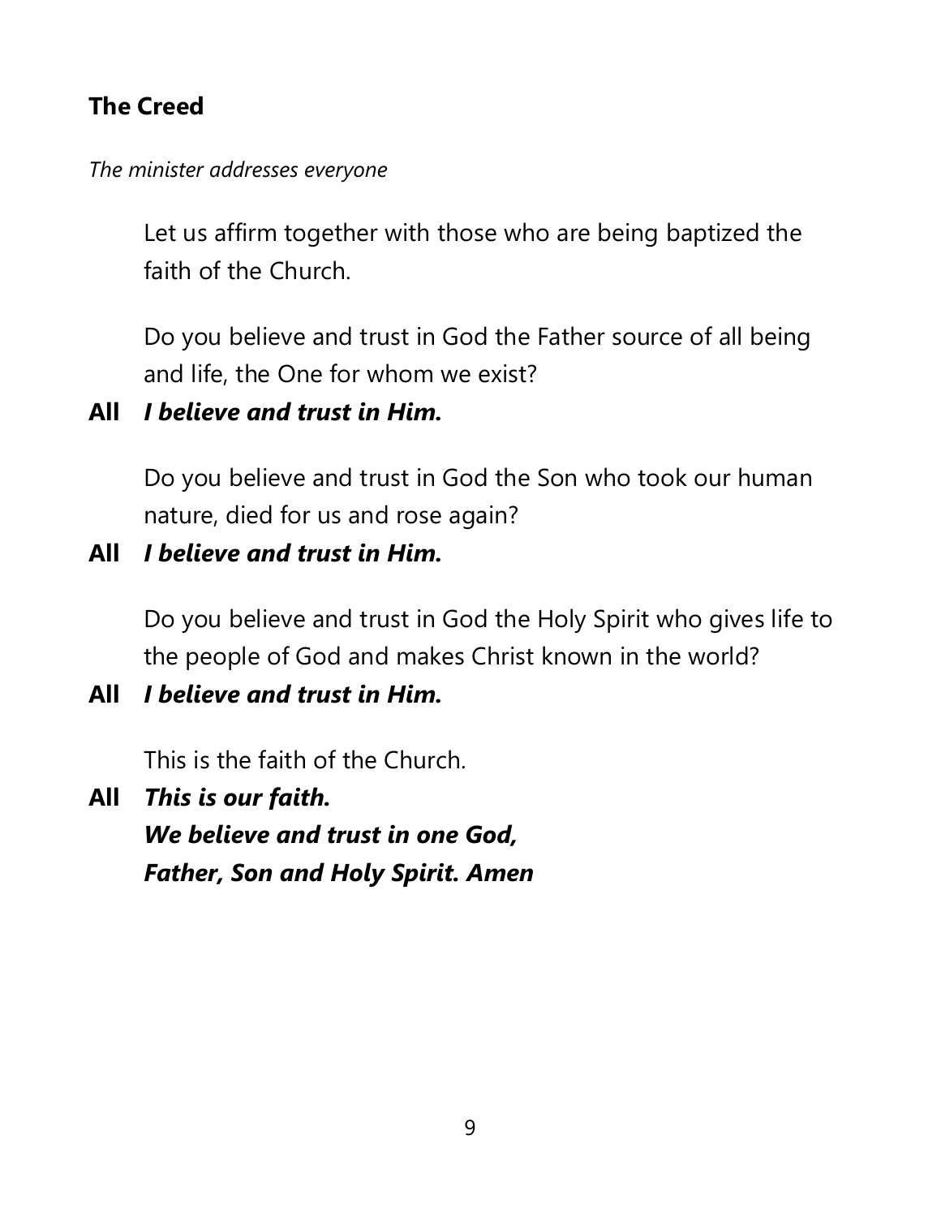## The Creed

*The minister addresses everyone*

Let us affirm together with those who are being baptized the faith of the Church.

Do you believe and trust in God the Father source of all being and life, the One for whom we exist?

**All** ***I believe and trust in Him.***

Do you believe and trust in God the Son who took our human nature, died for us and rose again?

**All** ***I believe and trust in Him.***

Do you believe and trust in God the Holy Spirit who gives life to the people of God and makes Christ known in the world?

**All** ***I believe and trust in Him.***

This is the faith of the Church.

**All** ***This is our faith.***
***We believe and trust in one God,***
***Father, Son and Holy Spirit. Amen***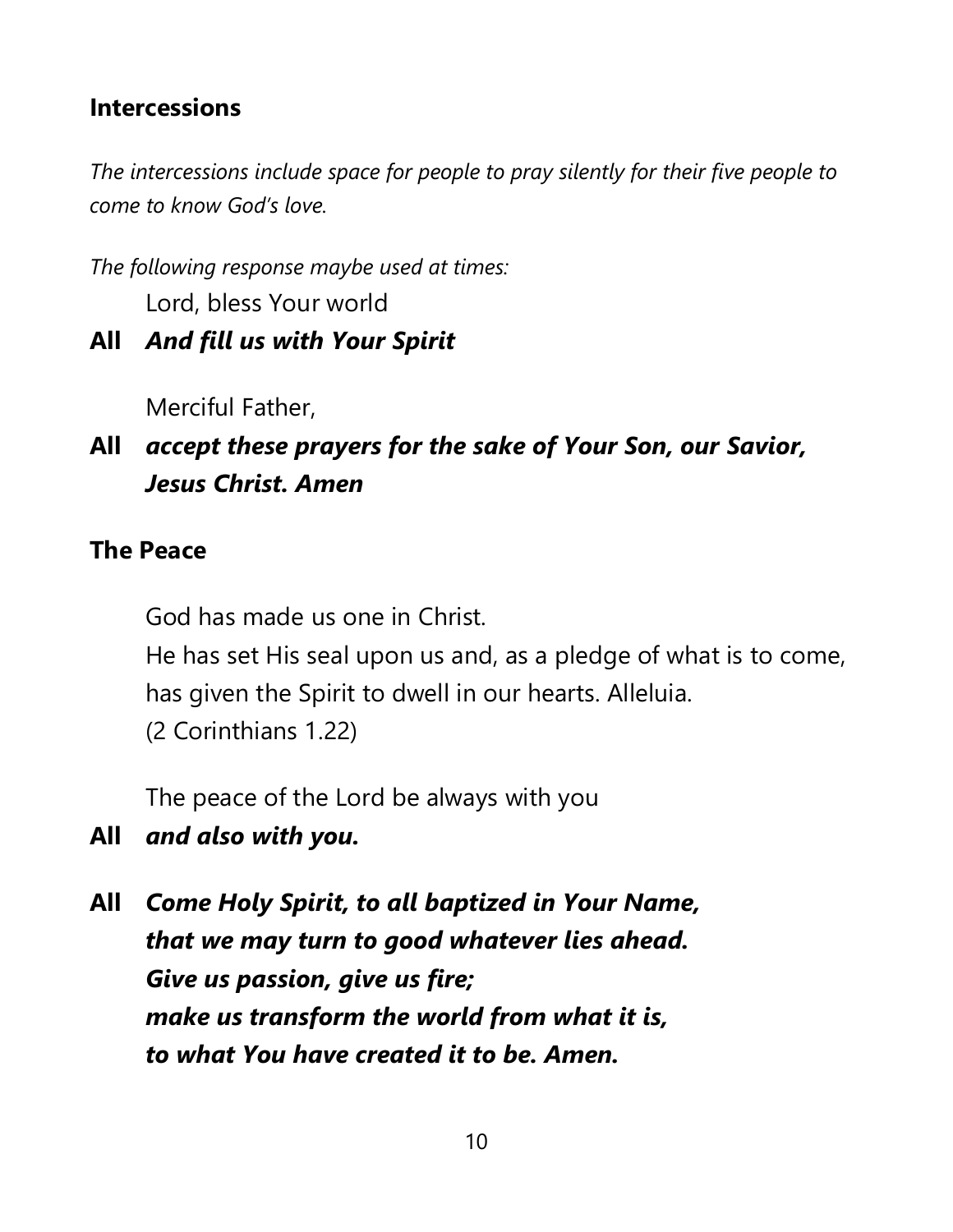## Intercessions

*The intercessions include space for people to pray silently for their five people to come to know God's love.*

*The following response maybe used at times:*

Lord, bless Your world

**All** ***And fill us with Your Spirit***

Merciful Father,

**All** ***accept these prayers for the sake of Your Son, our Savior, Jesus Christ. Amen***

## The Peace

God has made us one in Christ.
He has set His seal upon us and, as a pledge of what is to come, has given the Spirit to dwell in our hearts. Alleluia.
(2 Corinthians 1.22)

The peace of the Lord be always with you

**All** ***and also with you.***

**All** ***Come Holy Spirit, to all baptized in Your Name,***
***that we may turn to good whatever lies ahead.***
***Give us passion, give us fire;***
***make us transform the world from what it is,***
***to what You have created it to be. Amen.***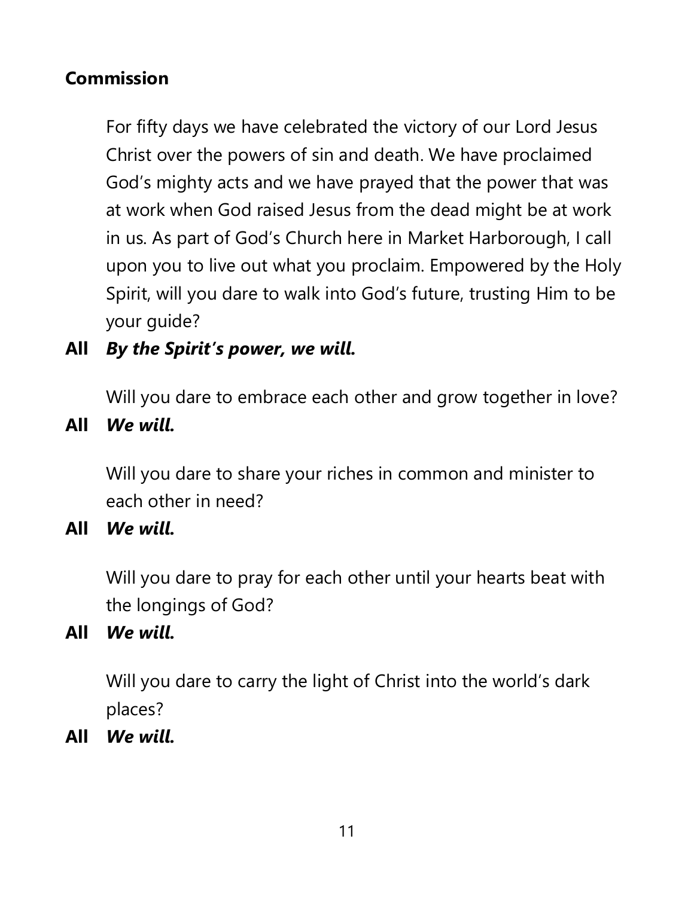**Commission**

For fifty days we have celebrated the victory of our Lord Jesus Christ over the powers of sin and death. We have proclaimed God's mighty acts and we have prayed that the power that was at work when God raised Jesus from the dead might be at work in us. As part of God's Church here in Market Harborough, I call upon you to live out what you proclaim. Empowered by the Holy Spirit, will you dare to walk into God's future, trusting Him to be your guide?

**All** ***By the Spirit's power, we will.***

Will you dare to embrace each other and grow together in love?

**All** ***We will.***

Will you dare to share your riches in common and minister to each other in need?

**All** ***We will.***

Will you dare to pray for each other until your hearts beat with the longings of God?

**All** ***We will.***

Will you dare to carry the light of Christ into the world's dark places?

**All** ***We will.***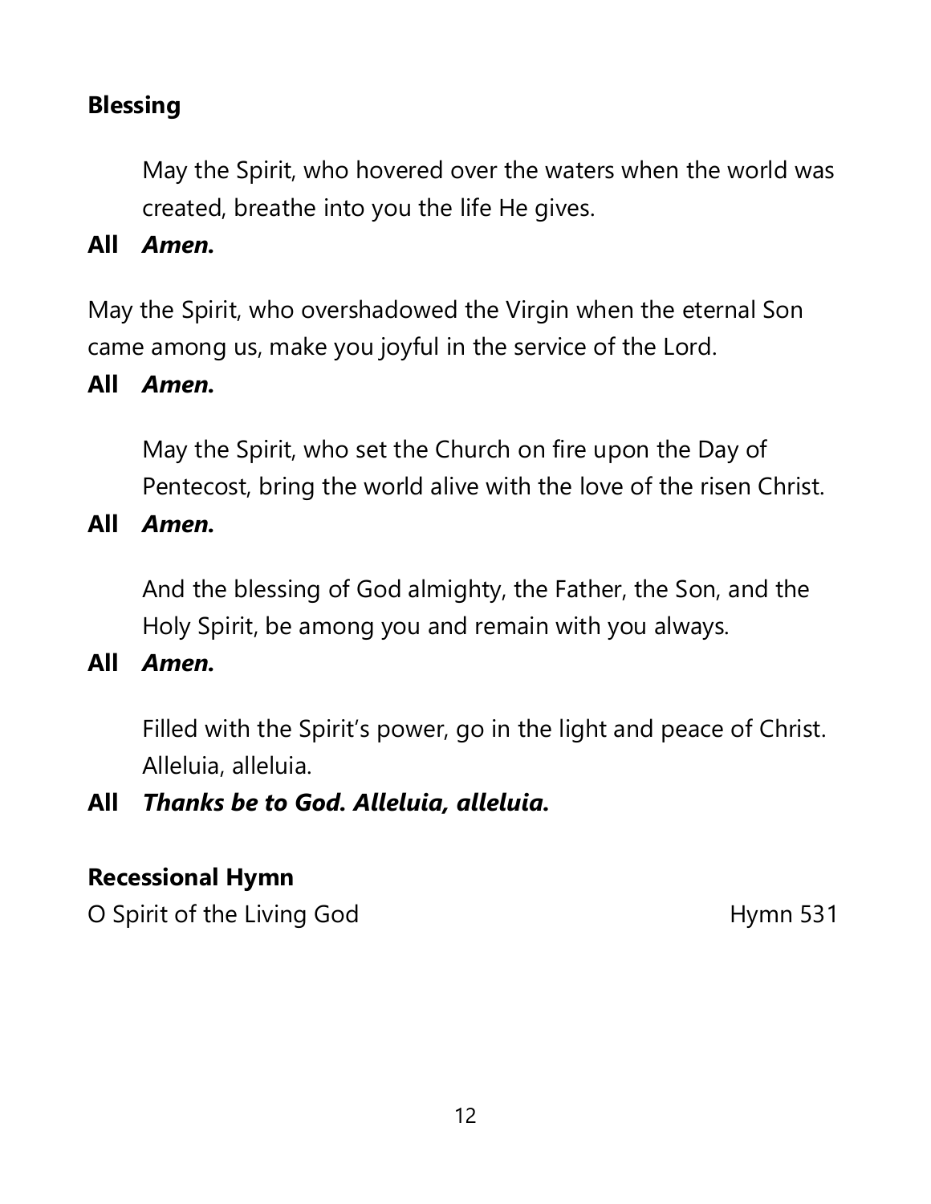## Blessing

May the Spirit, who hovered over the waters when the world was created, breathe into you the life He gives.

**All** ***Amen.***

May the Spirit, who overshadowed the Virgin when the eternal Son came among us, make you joyful in the service of the Lord.

**All** ***Amen.***

May the Spirit, who set the Church on fire upon the Day of Pentecost, bring the world alive with the love of the risen Christ.

**All** ***Amen.***

And the blessing of God almighty, the Father, the Son, and the Holy Spirit, be among you and remain with you always.

**All** ***Amen.***

Filled with the Spirit's power, go in the light and peace of Christ. Alleluia, alleluia.

**All** ***Thanks be to God. Alleluia, alleluia.***

## Recessional Hymn

O Spirit of the Living God — Hymn 531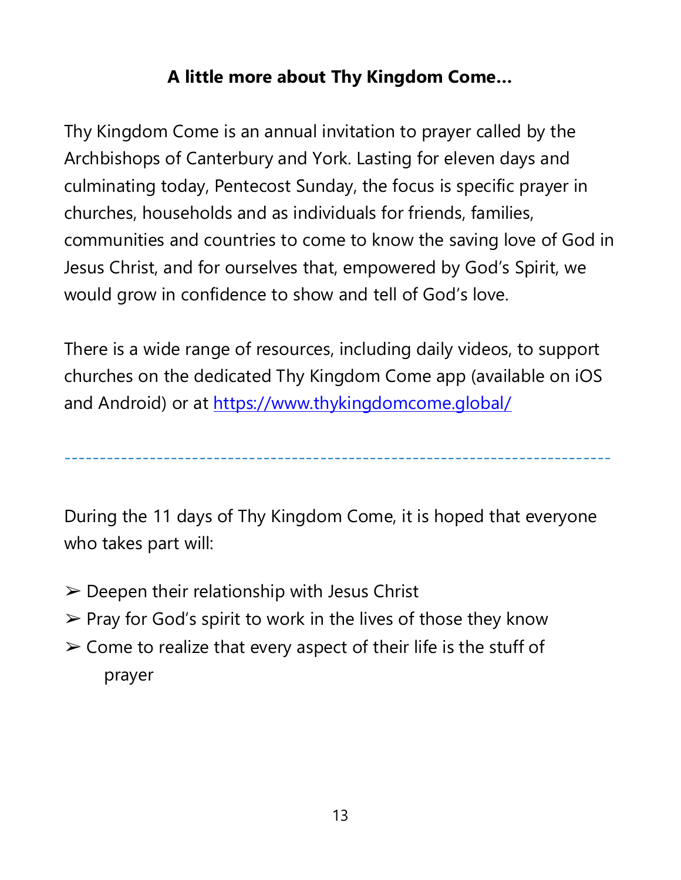**A little more about Thy Kingdom Come…**

Thy Kingdom Come is an annual invitation to prayer called by the Archbishops of Canterbury and York. Lasting for eleven days and culminating today, Pentecost Sunday, the focus is specific prayer in churches, households and as individuals for friends, families, communities and countries to come to know the saving love of God in Jesus Christ, and for ourselves that, empowered by God's Spirit, we would grow in confidence to show and tell of God's love.

There is a wide range of resources, including daily videos, to support churches on the dedicated Thy Kingdom Come app (available on iOS and Android) or at https://www.thykingdomcome.global/

---

During the 11 days of Thy Kingdom Come, it is hoped that everyone who takes part will:

- Deepen their relationship with Jesus Christ
- Pray for God's spirit to work in the lives of those they know
- Come to realize that every aspect of their life is the stuff of prayer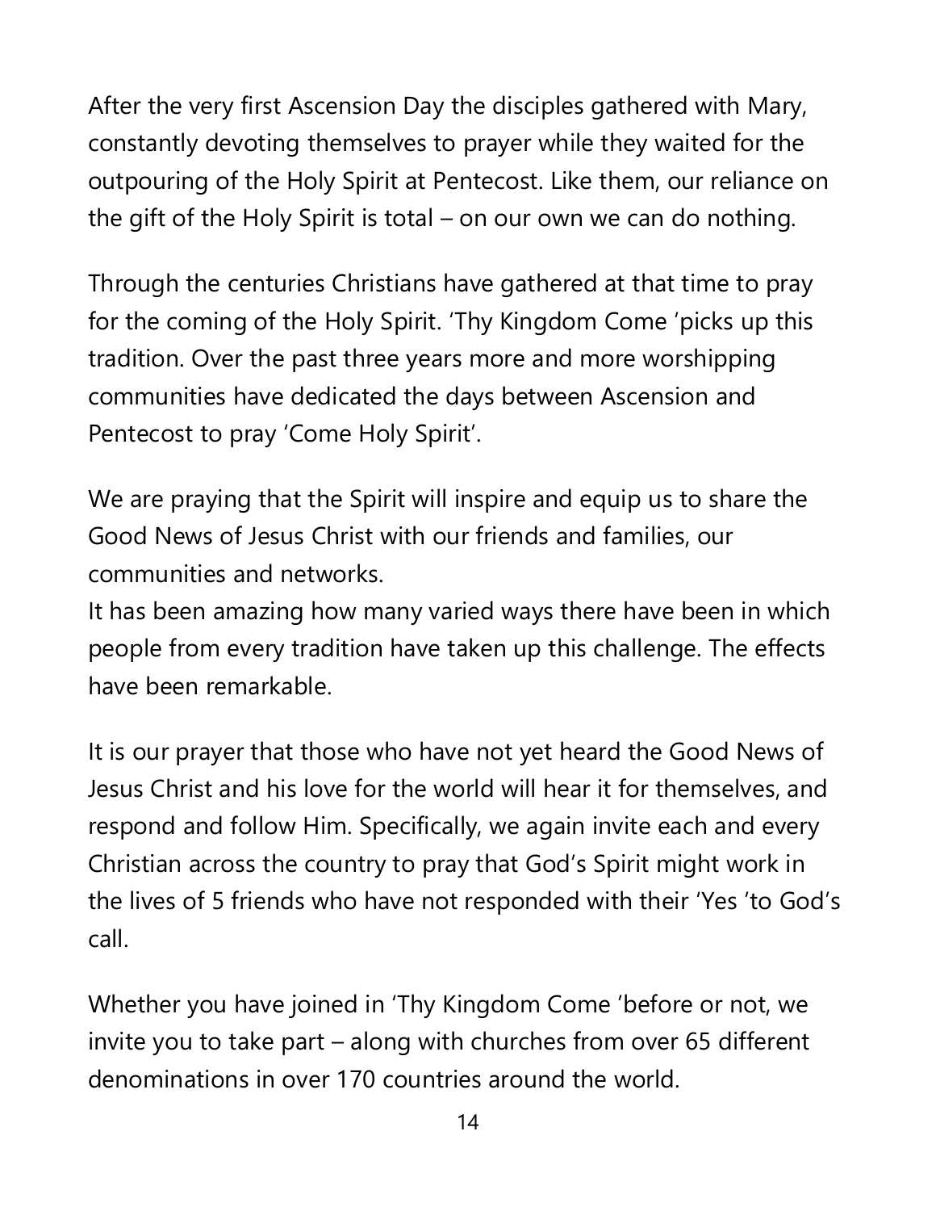After the very first Ascension Day the disciples gathered with Mary, constantly devoting themselves to prayer while they waited for the outpouring of the Holy Spirit at Pentecost. Like them, our reliance on the gift of the Holy Spirit is total – on our own we can do nothing.

Through the centuries Christians have gathered at that time to pray for the coming of the Holy Spirit. 'Thy Kingdom Come 'picks up this tradition. Over the past three years more and more worshipping communities have dedicated the days between Ascension and Pentecost to pray 'Come Holy Spirit'.

We are praying that the Spirit will inspire and equip us to share the Good News of Jesus Christ with our friends and families, our communities and networks.
It has been amazing how many varied ways there have been in which people from every tradition have taken up this challenge. The effects have been remarkable.

It is our prayer that those who have not yet heard the Good News of Jesus Christ and his love for the world will hear it for themselves, and respond and follow Him. Specifically, we again invite each and every Christian across the country to pray that God's Spirit might work in the lives of 5 friends who have not responded with their 'Yes 'to God's call.

Whether you have joined in 'Thy Kingdom Come 'before or not, we invite you to take part – along with churches from over 65 different denominations in over 170 countries around the world.